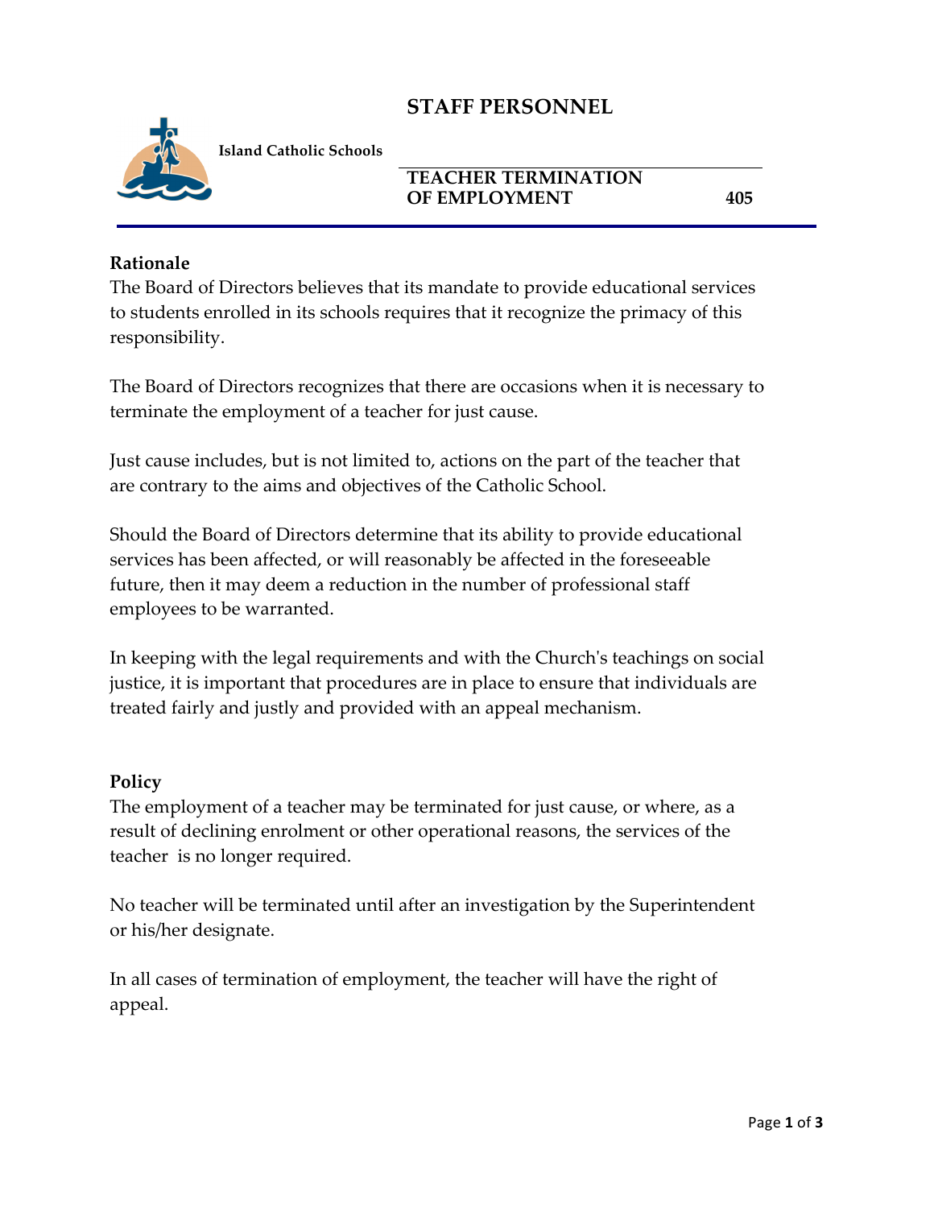# STAFF PERSONNEL

**Island Catholic Schools**

## TEACHER TERMINATION OF EMPLOYMENT 405

**Rationale**

The Board of Directors believes that its mandate to provide educational services to students enrolled in its schools requires that it recognize the primacy of this responsibility.

The Board of Directors recognizes that there are occasions when it is necessary to terminate the employment of a teacher for just cause.

Just cause includes, but is not limited to, actions on the part of the teacher that are contrary to the aims and objectives of the Catholic School.

Should the Board of Directors determine that its ability to provide educational services has been affected, or will reasonably be affected in the foreseeable future, then it may deem a reduction in the number of professional staff employees to be warranted.

In keeping with the legal requirements and with the Church's teachings on social justice, it is important that procedures are in place to ensure that individuals are treated fairly and justly and provided with an appeal mechanism.

**Policy**

The employment of a teacher may be terminated for just cause, or where, as a result of declining enrolment or other operational reasons, the services of the teacher is no longer required.

No teacher will be terminated until after an investigation by the Superintendent or his/her designate.

In all cases of termination of employment, the teacher will have the right of appeal.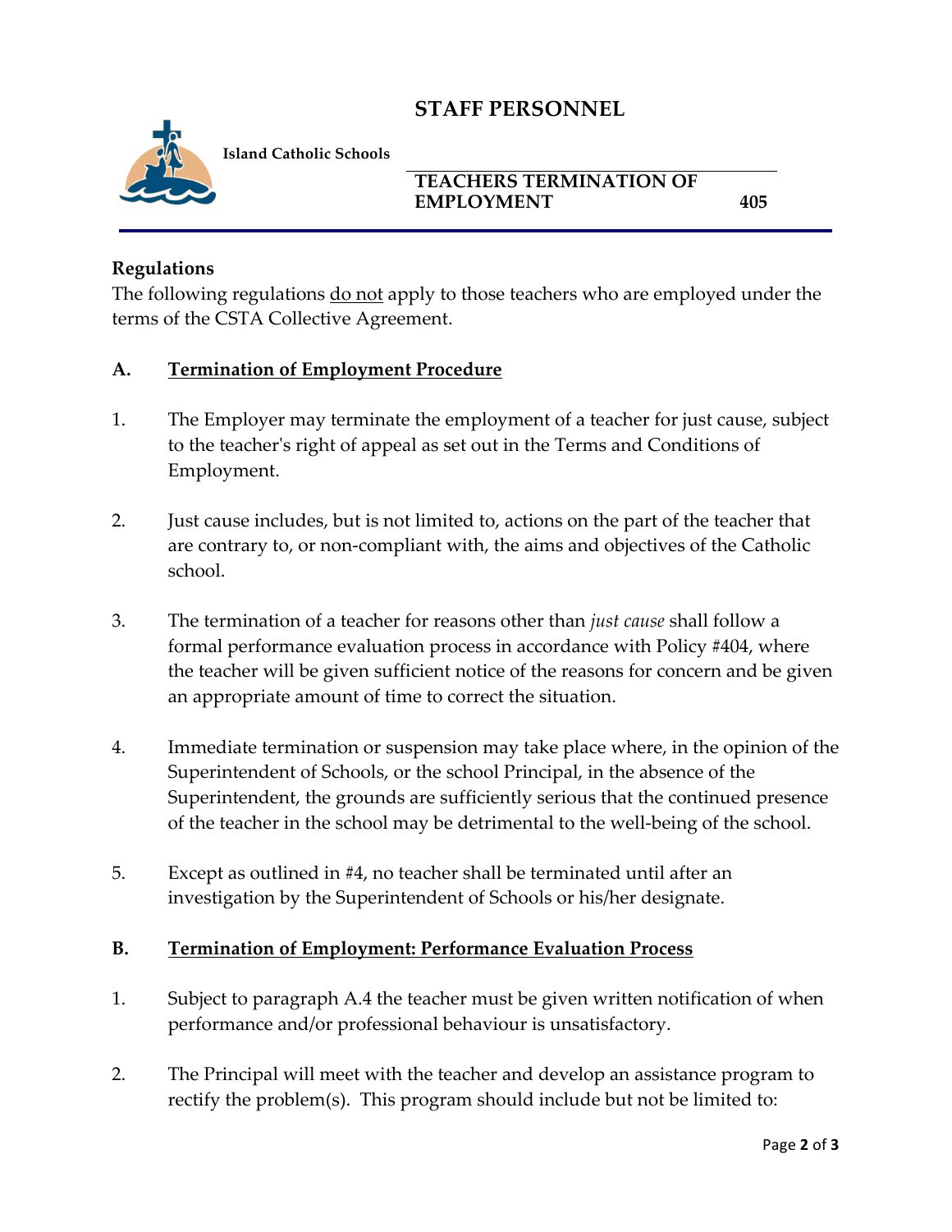## Regulations

The following regulations do not apply to those teachers who are employed under the terms of the CSTA Collective Agreement.

### A. Termination of Employment Procedure

1. The Employer may terminate the employment of a teacher for just cause, subject to the teacher's right of appeal as set out in the Terms and Conditions of Employment.

2. Just cause includes, but is not limited to, actions on the part of the teacher that are contrary to, or non-compliant with, the aims and objectives of the Catholic school.

3. The termination of a teacher for reasons other than *just cause* shall follow a formal performance evaluation process in accordance with Policy #404, where the teacher will be given sufficient notice of the reasons for concern and be given an appropriate amount of time to correct the situation.

4. Immediate termination or suspension may take place where, in the opinion of the Superintendent of Schools, or the school Principal, in the absence of the Superintendent, the grounds are sufficiently serious that the continued presence of the teacher in the school may be detrimental to the well-being of the school.

5. Except as outlined in #4, no teacher shall be terminated until after an investigation by the Superintendent of Schools or his/her designate.

### B. Termination of Employment: Performance Evaluation Process

1. Subject to paragraph A.4 the teacher must be given written notification of when performance and/or professional behaviour is unsatisfactory.

2. The Principal will meet with the teacher and develop an assistance program to rectify the problem(s). This program should include but not be limited to: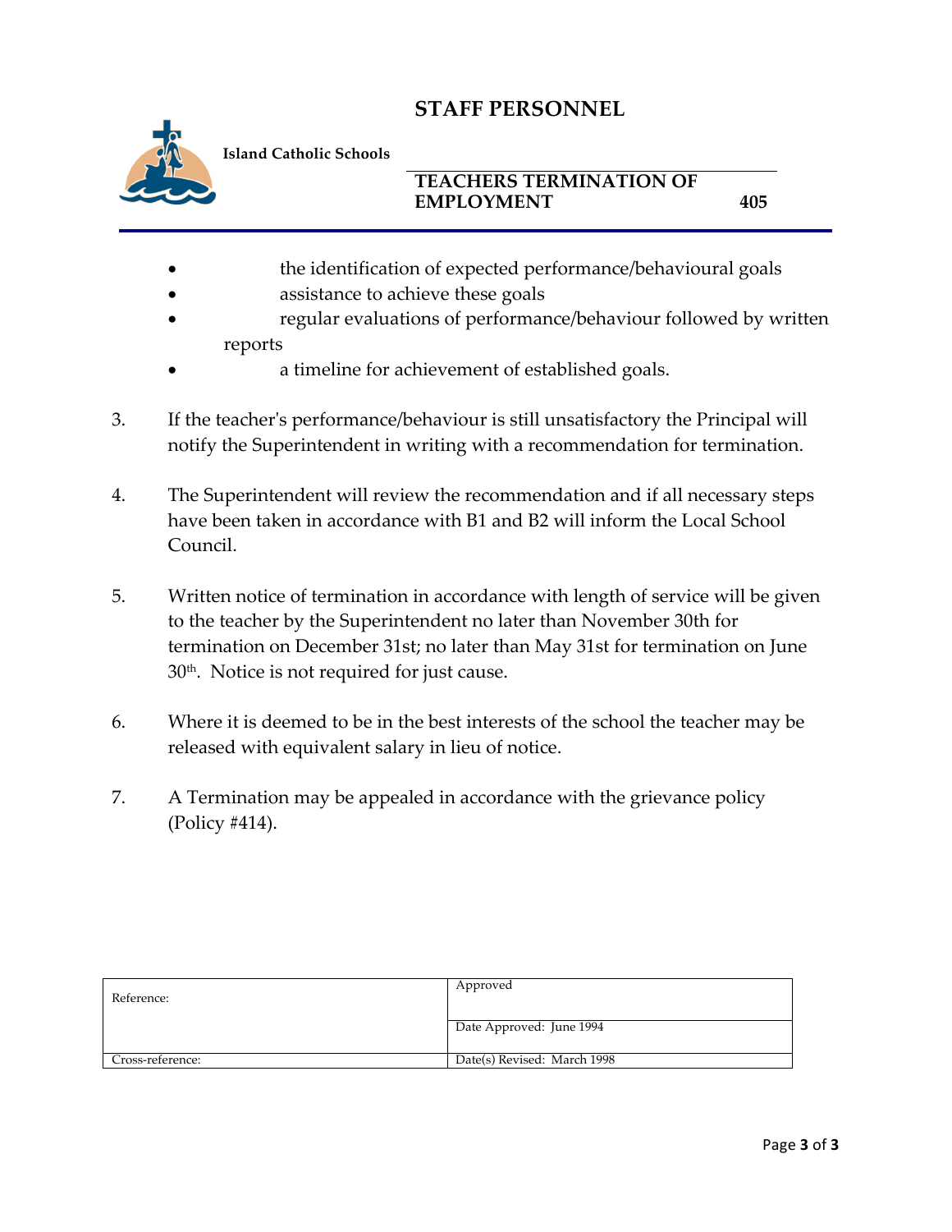- the identification of expected performance/behavioural goals
- assistance to achieve these goals
- regular evaluations of performance/behaviour followed by written reports
- a timeline for achievement of established goals.

3. If the teacher's performance/behaviour is still unsatisfactory the Principal will notify the Superintendent in writing with a recommendation for termination.

4. The Superintendent will review the recommendation and if all necessary steps have been taken in accordance with B1 and B2 will inform the Local School Council.

5. Written notice of termination in accordance with length of service will be given to the teacher by the Superintendent no later than November 30th for termination on December 31st; no later than May 31st for termination on June 30th. Notice is not required for just cause.

6. Where it is deemed to be in the best interests of the school the teacher may be released with equivalent salary in lieu of notice.

7. A Termination may be appealed in accordance with the grievance policy (Policy #414).

| | |
|---|---|
| Reference: | Approved |
| | Date Approved: June 1994 |
| Cross-reference: | Date(s) Revised: March 1998 |